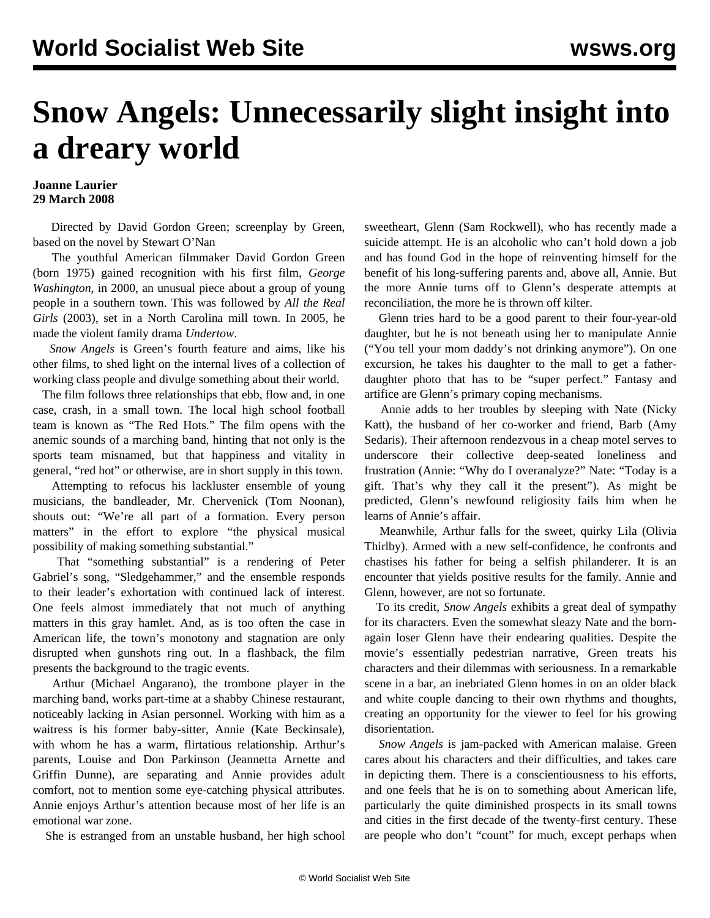# Snow Angels: Unnecessarily slight insight into a dreary world

**Joanne Laurier**
**29 March 2008**

Directed by David Gordon Green; screenplay by Green, based on the novel by Stewart O'Nan

The youthful American filmmaker David Gordon Green (born 1975) gained recognition with his first film, *George Washington*, in 2000, an unusual piece about a group of young people in a southern town. This was followed by *All the Real Girls* (2003), set in a North Carolina mill town. In 2005, he made the violent family drama *Undertow*.

*Snow Angels* is Green's fourth feature and aims, like his other films, to shed light on the internal lives of a collection of working class people and divulge something about their world.

The film follows three relationships that ebb, flow and, in one case, crash, in a small town. The local high school football team is known as "The Red Hots." The film opens with the anemic sounds of a marching band, hinting that not only is the sports team misnamed, but that happiness and vitality in general, "red hot" or otherwise, are in short supply in this town.

Attempting to refocus his lackluster ensemble of young musicians, the bandleader, Mr. Chervenick (Tom Noonan), shouts out: "We're all part of a formation. Every person matters" in the effort to explore "the physical musical possibility of making something substantial."

That "something substantial" is a rendering of Peter Gabriel's song, "Sledgehammer," and the ensemble responds to their leader's exhortation with continued lack of interest. One feels almost immediately that not much of anything matters in this gray hamlet. And, as is too often the case in American life, the town's monotony and stagnation are only disrupted when gunshots ring out. In a flashback, the film presents the background to the tragic events.

Arthur (Michael Angarano), the trombone player in the marching band, works part-time at a shabby Chinese restaurant, noticeably lacking in Asian personnel. Working with him as a waitress is his former baby-sitter, Annie (Kate Beckinsale), with whom he has a warm, flirtatious relationship. Arthur's parents, Louise and Don Parkinson (Jeannetta Arnette and Griffin Dunne), are separating and Annie provides adult comfort, not to mention some eye-catching physical attributes. Annie enjoys Arthur's attention because most of her life is an emotional war zone.

She is estranged from an unstable husband, her high school sweetheart, Glenn (Sam Rockwell), who has recently made a suicide attempt. He is an alcoholic who can't hold down a job and has found God in the hope of reinventing himself for the benefit of his long-suffering parents and, above all, Annie. But the more Annie turns off to Glenn's desperate attempts at reconciliation, the more he is thrown off kilter.

Glenn tries hard to be a good parent to their four-year-old daughter, but he is not beneath using her to manipulate Annie ("You tell your mom daddy's not drinking anymore"). On one excursion, he takes his daughter to the mall to get a father-daughter photo that has to be "super perfect." Fantasy and artifice are Glenn's primary coping mechanisms.

Annie adds to her troubles by sleeping with Nate (Nicky Katt), the husband of her co-worker and friend, Barb (Amy Sedaris). Their afternoon rendezvous in a cheap motel serves to underscore their collective deep-seated loneliness and frustration (Annie: "Why do I overanalyze?" Nate: "Today is a gift. That's why they call it the present"). As might be predicted, Glenn's newfound religiosity fails him when he learns of Annie's affair.

Meanwhile, Arthur falls for the sweet, quirky Lila (Olivia Thirlby). Armed with a new self-confidence, he confronts and chastises his father for being a selfish philanderer. It is an encounter that yields positive results for the family. Annie and Glenn, however, are not so fortunate.

To its credit, *Snow Angels* exhibits a great deal of sympathy for its characters. Even the somewhat sleazy Nate and the born-again loser Glenn have their endearing qualities. Despite the movie's essentially pedestrian narrative, Green treats his characters and their dilemmas with seriousness. In a remarkable scene in a bar, an inebriated Glenn homes in on an older black and white couple dancing to their own rhythms and thoughts, creating an opportunity for the viewer to feel for his growing disorientation.

*Snow Angels* is jam-packed with American malaise. Green cares about his characters and their difficulties, and takes care in depicting them. There is a conscientiousness to his efforts, and one feels that he is on to something about American life, particularly the quite diminished prospects in its small towns and cities in the first decade of the twenty-first century. These are people who don't "count" for much, except perhaps when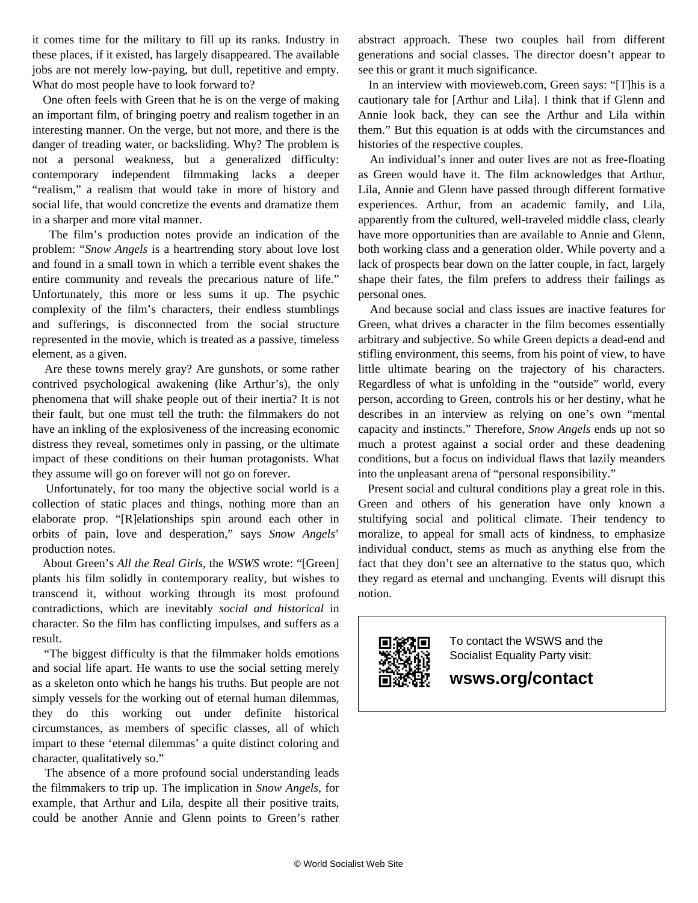it comes time for the military to fill up its ranks. Industry in these places, if it existed, has largely disappeared. The available jobs are not merely low-paying, but dull, repetitive and empty. What do most people have to look forward to?

One often feels with Green that he is on the verge of making an important film, of bringing poetry and realism together in an interesting manner. On the verge, but not more, and there is the danger of treading water, or backsliding. Why? The problem is not a personal weakness, but a generalized difficulty: contemporary independent filmmaking lacks a deeper "realism," a realism that would take in more of history and social life, that would concretize the events and dramatize them in a sharper and more vital manner.

The film's production notes provide an indication of the problem: "*Snow Angels* is a heartrending story about love lost and found in a small town in which a terrible event shakes the entire community and reveals the precarious nature of life." Unfortunately, this more or less sums it up. The psychic complexity of the film's characters, their endless stumblings and sufferings, is disconnected from the social structure represented in the movie, which is treated as a passive, timeless element, as a given.

Are these towns merely gray? Are gunshots, or some rather contrived psychological awakening (like Arthur's), the only phenomena that will shake people out of their inertia? It is not their fault, but one must tell the truth: the filmmakers do not have an inkling of the explosiveness of the increasing economic distress they reveal, sometimes only in passing, or the ultimate impact of these conditions on their human protagonists. What they assume will go on forever will not go on forever.

Unfortunately, for too many the objective social world is a collection of static places and things, nothing more than an elaborate prop. "[R]elationships spin around each other in orbits of pain, love and desperation," says *Snow Angels*' production notes.

About Green's *All the Real Girls*, the *WSWS* wrote: "[Green] plants his film solidly in contemporary reality, but wishes to transcend it, without working through its most profound contradictions, which are inevitably *social and historical* in character. So the film has conflicting impulses, and suffers as a result.

"The biggest difficulty is that the filmmaker holds emotions and social life apart. He wants to use the social setting merely as a skeleton onto which he hangs his truths. But people are not simply vessels for the working out of eternal human dilemmas, they do this working out under definite historical circumstances, as members of specific classes, all of which impart to these 'eternal dilemmas' a quite distinct coloring and character, qualitatively so."

The absence of a more profound social understanding leads the filmmakers to trip up. The implication in *Snow Angels*, for example, that Arthur and Lila, despite all their positive traits, could be another Annie and Glenn points to Green's rather abstract approach. These two couples hail from different generations and social classes. The director doesn't appear to see this or grant it much significance.

In an interview with movieweb.com, Green says: "[T]his is a cautionary tale for [Arthur and Lila]. I think that if Glenn and Annie look back, they can see the Arthur and Lila within them." But this equation is at odds with the circumstances and histories of the respective couples.

An individual's inner and outer lives are not as free-floating as Green would have it. The film acknowledges that Arthur, Lila, Annie and Glenn have passed through different formative experiences. Arthur, from an academic family, and Lila, apparently from the cultured, well-traveled middle class, clearly have more opportunities than are available to Annie and Glenn, both working class and a generation older. While poverty and a lack of prospects bear down on the latter couple, in fact, largely shape their fates, the film prefers to address their failings as personal ones.

And because social and class issues are inactive features for Green, what drives a character in the film becomes essentially arbitrary and subjective. So while Green depicts a dead-end and stifling environment, this seems, from his point of view, to have little ultimate bearing on the trajectory of his characters. Regardless of what is unfolding in the "outside" world, every person, according to Green, controls his or her destiny, what he describes in an interview as relying on one's own "mental capacity and instincts." Therefore, *Snow Angels* ends up not so much a protest against a social order and these deadening conditions, but a focus on individual flaws that lazily meanders into the unpleasant arena of "personal responsibility."

Present social and cultural conditions play a great role in this. Green and others of his generation have only known a stultifying social and political climate. Their tendency to moralize, to appeal for small acts of kindness, to emphasize individual conduct, stems as much as anything else from the fact that they don't see an alternative to the status quo, which they regard as eternal and unchanging. Events will disrupt this notion.

To contact the WSWS and the Socialist Equality Party visit:

**wsws.org/contact**